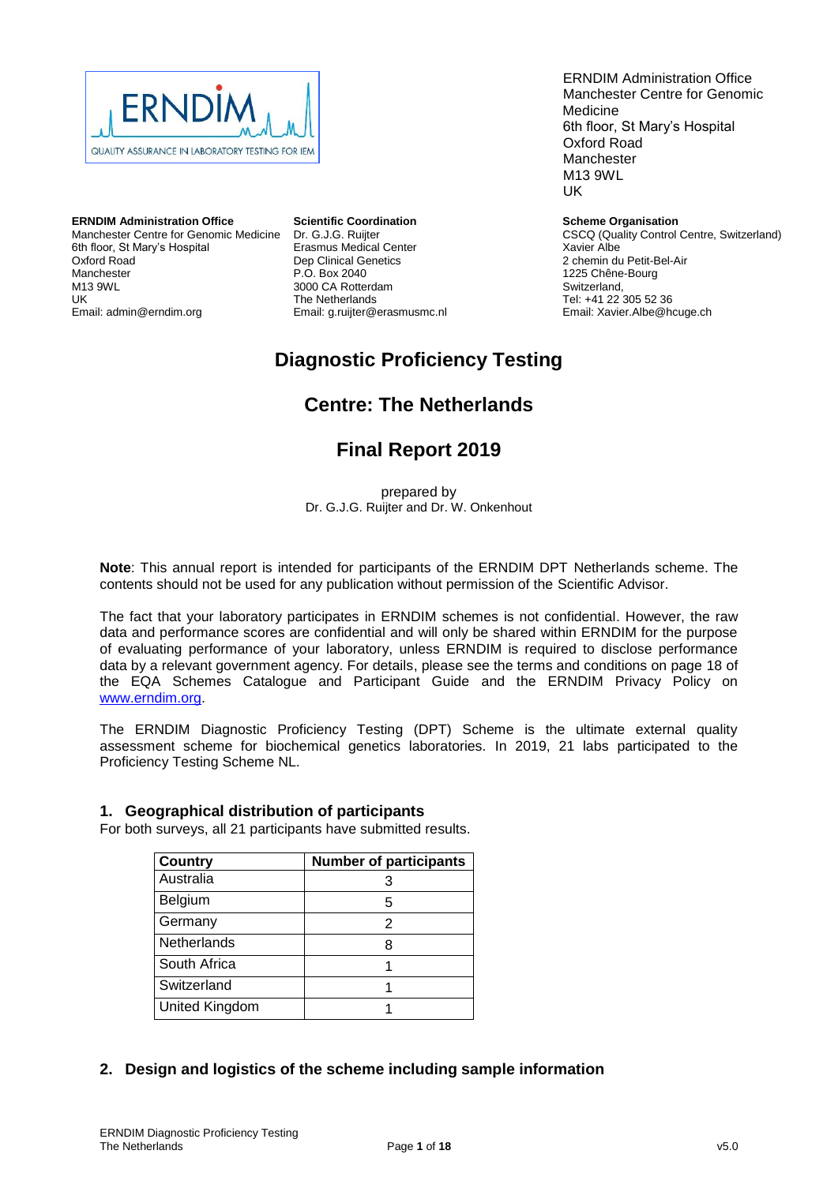ERNDIM Administration Office
Manchester Centre for Genomic Medicine
6th floor, St Mary's Hospital
Oxford Road
Manchester
M13 9WL
UK

**ERNDIM Administration Office**
Manchester Centre for Genomic Medicine
6th floor, St Mary's Hospital
Oxford Road
Manchester
M13 9WL
UK
Email: admin@erndim.org

**Scientific Coordination**
Dr. G.J.G. Ruijter
Erasmus Medical Center
Dep Clinical Genetics
P.O. Box 2040
3000 CA Rotterdam
The Netherlands
Email: g.ruijter@erasmusmc.nl

**Scheme Organisation**
CSCQ (Quality Control Centre, Switzerland)
Xavier Albe
2 chemin du Petit-Bel-Air
1225 Chêne-Bourg
Switzerland,
Tel: +41 22 305 52 36
Email: Xavier.Albe@hcuge.ch

# Diagnostic Proficiency Testing

## Centre: The Netherlands

## Final Report 2019

prepared by
Dr. G.J.G. Ruijter and Dr. W. Onkenhout

**Note**: This annual report is intended for participants of the ERNDIM DPT Netherlands scheme. The contents should not be used for any publication without permission of the Scientific Advisor.

The fact that your laboratory participates in ERNDIM schemes is not confidential. However, the raw data and performance scores are confidential and will only be shared within ERNDIM for the purpose of evaluating performance of your laboratory, unless ERNDIM is required to disclose performance data by a relevant government agency. For details, please see the terms and conditions on page 18 of the EQA Schemes Catalogue and Participant Guide and the ERNDIM Privacy Policy on www.erndim.org.

The ERNDIM Diagnostic Proficiency Testing (DPT) Scheme is the ultimate external quality assessment scheme for biochemical genetics laboratories. In 2019, 21 labs participated to the Proficiency Testing Scheme NL.

## 1. Geographical distribution of participants

For both surveys, all 21 participants have submitted results.

| Country | Number of participants |
|---|---|
| Australia | 3 |
| Belgium | 5 |
| Germany | 2 |
| Netherlands | 8 |
| South Africa | 1 |
| Switzerland | 1 |
| United Kingdom | 1 |

## 2. Design and logistics of the scheme including sample information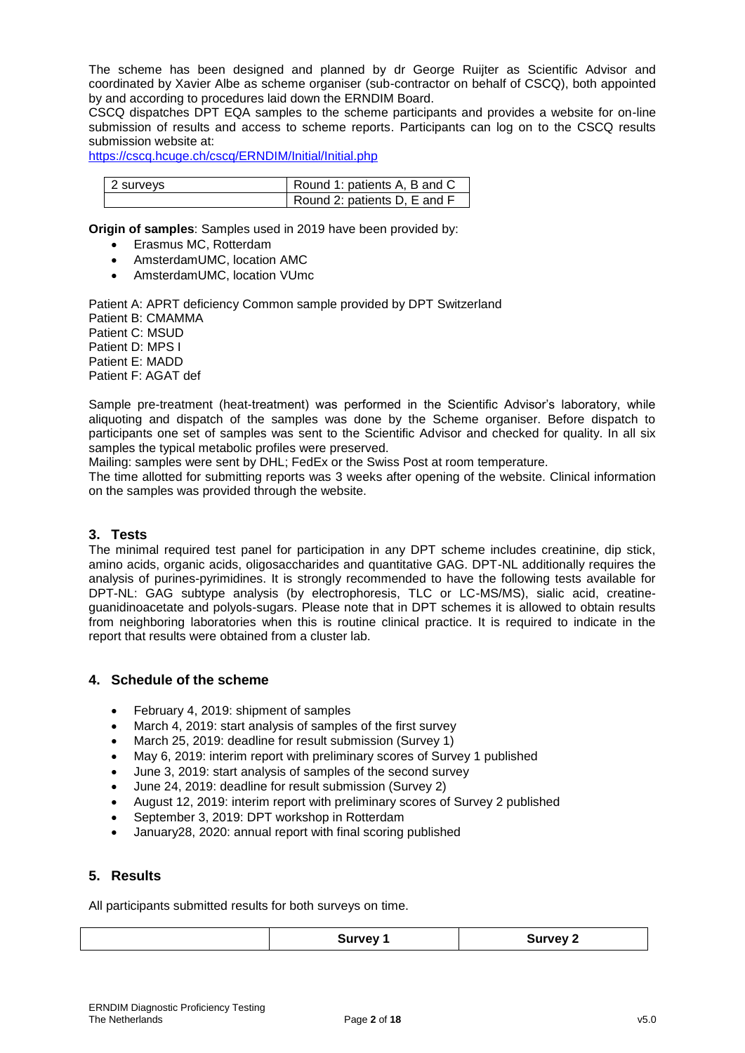The scheme has been designed and planned by dr George Ruijter as Scientific Advisor and coordinated by Xavier Albe as scheme organiser (sub-contractor on behalf of CSCQ), both appointed by and according to procedures laid down the ERNDIM Board.

CSCQ dispatches DPT EQA samples to the scheme participants and provides a website for on-line submission of results and access to scheme reports. Participants can log on to the CSCQ results submission website at:

https://cscq.hcuge.ch/cscq/ERNDIM/Initial/Initial.php

| 2 surveys | Round 1: patients A, B and C |
|---|---|
| | Round 2: patients D, E and F |

**Origin of samples**: Samples used in 2019 have been provided by:

- Erasmus MC, Rotterdam
- AmsterdamUMC, location AMC
- AmsterdamUMC, location VUmc

Patient A: APRT deficiency Common sample provided by DPT Switzerland
Patient B: CMAMMA
Patient C: MSUD
Patient D: MPS I
Patient E: MADD
Patient F: AGAT def

Sample pre-treatment (heat-treatment) was performed in the Scientific Advisor's laboratory, while aliquoting and dispatch of the samples was done by the Scheme organiser. Before dispatch to participants one set of samples was sent to the Scientific Advisor and checked for quality. In all six samples the typical metabolic profiles were preserved.

Mailing: samples were sent by DHL; FedEx or the Swiss Post at room temperature.

The time allotted for submitting reports was 3 weeks after opening of the website. Clinical information on the samples was provided through the website.

## 3. Tests

The minimal required test panel for participation in any DPT scheme includes creatinine, dip stick, amino acids, organic acids, oligosaccharides and quantitative GAG. DPT-NL additionally requires the analysis of purines-pyrimidines. It is strongly recommended to have the following tests available for DPT-NL: GAG subtype analysis (by electrophoresis, TLC or LC-MS/MS), sialic acid, creatine-guanidinoacetate and polyols-sugars. Please note that in DPT schemes it is allowed to obtain results from neighboring laboratories when this is routine clinical practice. It is required to indicate in the report that results were obtained from a cluster lab.

## 4. Schedule of the scheme

- February 4, 2019: shipment of samples
- March 4, 2019: start analysis of samples of the first survey
- March 25, 2019: deadline for result submission (Survey 1)
- May 6, 2019: interim report with preliminary scores of Survey 1 published
- June 3, 2019: start analysis of samples of the second survey
- June 24, 2019: deadline for result submission (Survey 2)
- August 12, 2019: interim report with preliminary scores of Survey 2 published
- September 3, 2019: DPT workshop in Rotterdam
- January28, 2020: annual report with final scoring published

## 5. Results

All participants submitted results for both surveys on time.

| | Survey 1 | Survey 2 |
|---|---|---|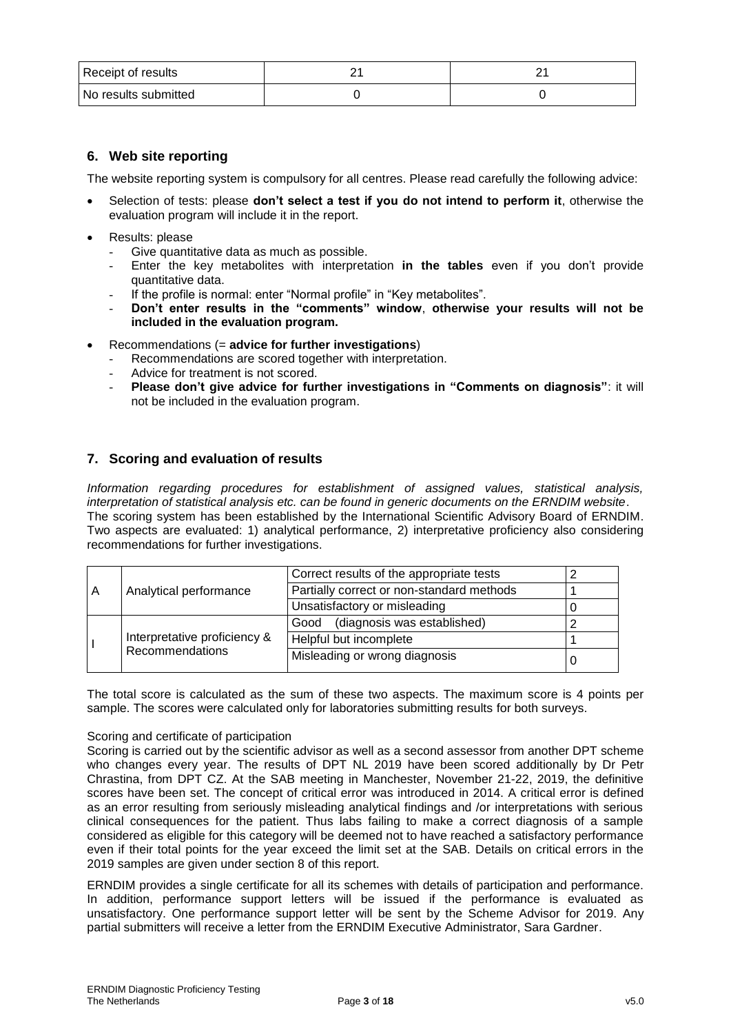| Receipt of results | 21 | 21 |
|---|---|---|
| No results submitted | 0 | 0 |

## 6. Web site reporting

The website reporting system is compulsory for all centres. Please read carefully the following advice:

- Selection of tests: please **don't select a test if you do not intend to perform it**, otherwise the evaluation program will include it in the report.
- Results: please
  - Give quantitative data as much as possible.
  - Enter the key metabolites with interpretation **in the tables** even if you don't provide quantitative data.
  - If the profile is normal: enter "Normal profile" in "Key metabolites".
  - **Don't enter results in the "comments" window**, **otherwise your results will not be included in the evaluation program.**
- Recommendations (= **advice for further investigations**)
  - Recommendations are scored together with interpretation.
  - Advice for treatment is not scored.
  - **Please don't give advice for further investigations in "Comments on diagnosis"**: it will not be included in the evaluation program.

## 7. Scoring and evaluation of results

*Information regarding procedures for establishment of assigned values, statistical analysis, interpretation of statistical analysis etc. can be found in generic documents on the ERNDIM website*.
The scoring system has been established by the International Scientific Advisory Board of ERNDIM. Two aspects are evaluated: 1) analytical performance, 2) interpretative proficiency also considering recommendations for further investigations.

| | | | |
|---|---|---|---|
| A | Analytical performance | Correct results of the appropriate tests | 2 |
| | | Partially correct or non-standard methods | 1 |
| | | Unsatisfactory or misleading | 0 |
| I | Interpretative proficiency & Recommendations | Good (diagnosis was established) | 2 |
| | | Helpful but incomplete | 1 |
| | | Misleading or wrong diagnosis | 0 |

The total score is calculated as the sum of these two aspects. The maximum score is 4 points per sample. The scores were calculated only for laboratories submitting results for both surveys.

Scoring and certificate of participation

Scoring is carried out by the scientific advisor as well as a second assessor from another DPT scheme who changes every year. The results of DPT NL 2019 have been scored additionally by Dr Petr Chrastina, from DPT CZ. At the SAB meeting in Manchester, November 21-22, 2019, the definitive scores have been set. The concept of critical error was introduced in 2014. A critical error is defined as an error resulting from seriously misleading analytical findings and /or interpretations with serious clinical consequences for the patient. Thus labs failing to make a correct diagnosis of a sample considered as eligible for this category will be deemed not to have reached a satisfactory performance even if their total points for the year exceed the limit set at the SAB. Details on critical errors in the 2019 samples are given under section 8 of this report.

ERNDIM provides a single certificate for all its schemes with details of participation and performance. In addition, performance support letters will be issued if the performance is evaluated as unsatisfactory. One performance support letter will be sent by the Scheme Advisor for 2019. Any partial submitters will receive a letter from the ERNDIM Executive Administrator, Sara Gardner.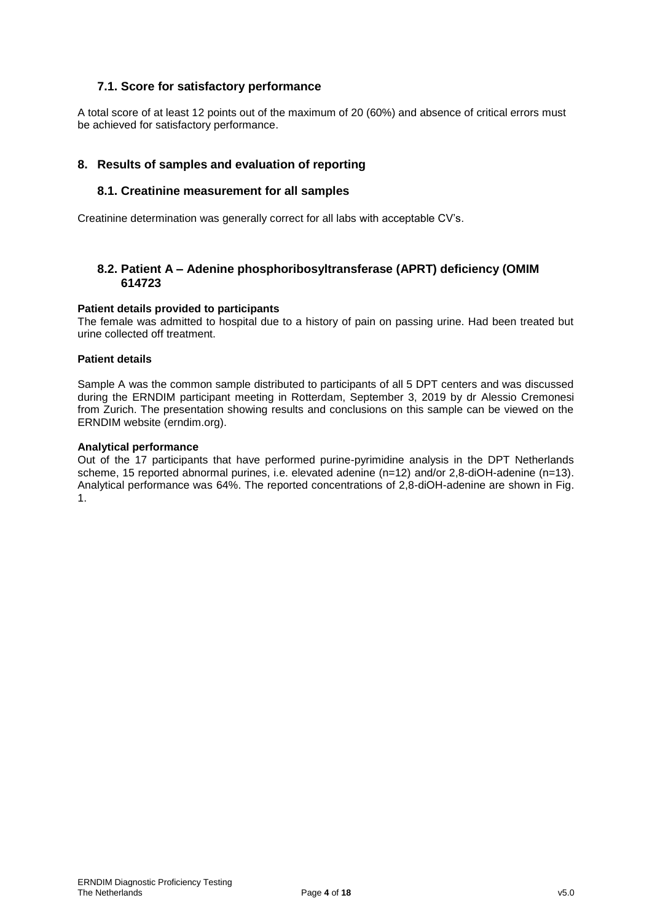### 7.1. Score for satisfactory performance

A total score of at least 12 points out of the maximum of 20 (60%) and absence of critical errors must be achieved for satisfactory performance.

## 8. Results of samples and evaluation of reporting

### 8.1. Creatinine measurement for all samples

Creatinine determination was generally correct for all labs with acceptable CV's.

### 8.2. Patient A – Adenine phosphoribosyltransferase (APRT) deficiency (OMIM 614723

**Patient details provided to participants**

The female was admitted to hospital due to a history of pain on passing urine. Had been treated but urine collected off treatment.

**Patient details**

Sample A was the common sample distributed to participants of all 5 DPT centers and was discussed during the ERNDIM participant meeting in Rotterdam, September 3, 2019 by dr Alessio Cremonesi from Zurich. The presentation showing results and conclusions on this sample can be viewed on the ERNDIM website (erndim.org).

**Analytical performance**

Out of the 17 participants that have performed purine-pyrimidine analysis in the DPT Netherlands scheme, 15 reported abnormal purines, i.e. elevated adenine (n=12) and/or 2,8-diOH-adenine (n=13). Analytical performance was 64%. The reported concentrations of 2,8-diOH-adenine are shown in Fig. 1.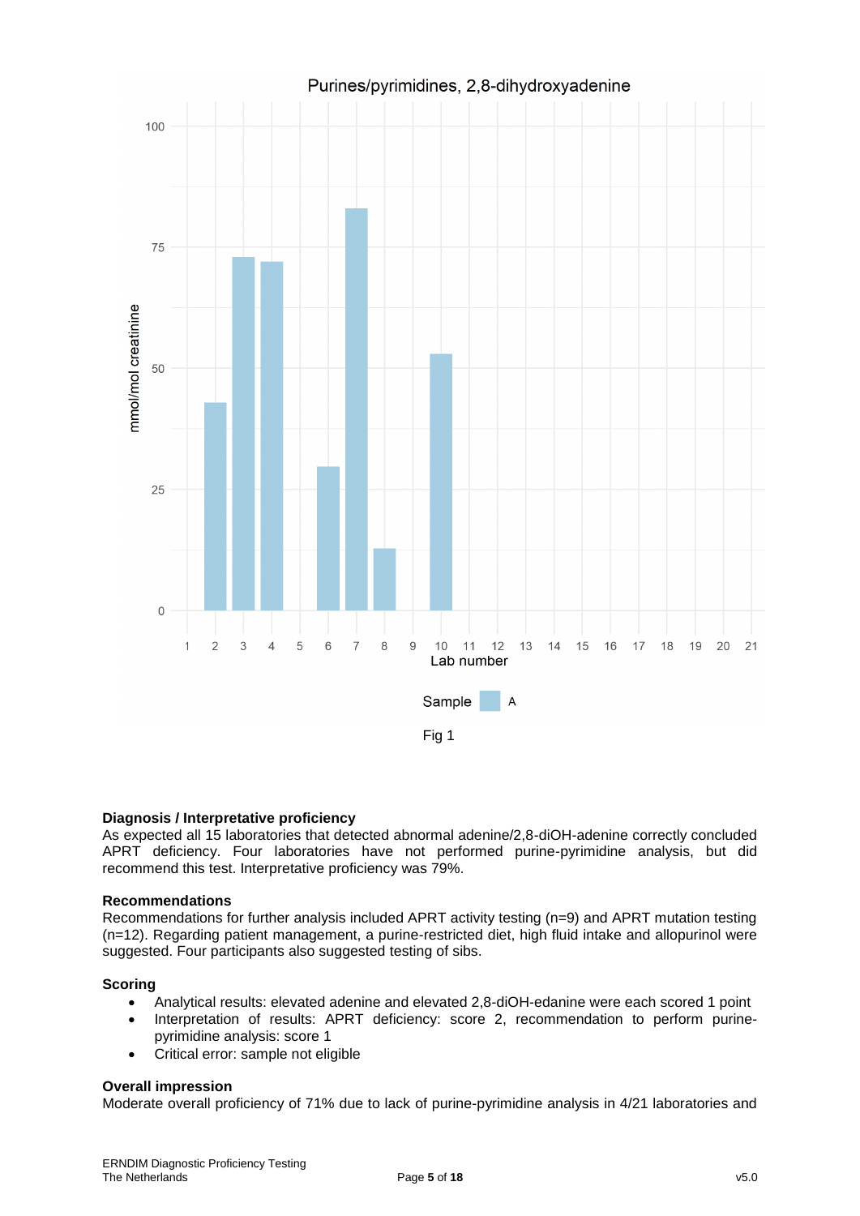Fig 1

**Diagnosis / Interpretative proficiency**

As expected all 15 laboratories that detected abnormal adenine/2,8-diOH-adenine correctly concluded APRT deficiency. Four laboratories have not performed purine-pyrimidine analysis, but did recommend this test. Interpretative proficiency was 79%.

**Recommendations**

Recommendations for further analysis included APRT activity testing (n=9) and APRT mutation testing (n=12). Regarding patient management, a purine-restricted diet, high fluid intake and allopurinol were suggested. Four participants also suggested testing of sibs.

**Scoring**

- Analytical results: elevated adenine and elevated 2,8-diOH-edanine were each scored 1 point
- Interpretation of results: APRT deficiency: score 2, recommendation to perform purine-pyrimidine analysis: score 1
- Critical error: sample not eligible

**Overall impression**

Moderate overall proficiency of 71% due to lack of purine-pyrimidine analysis in 4/21 laboratories and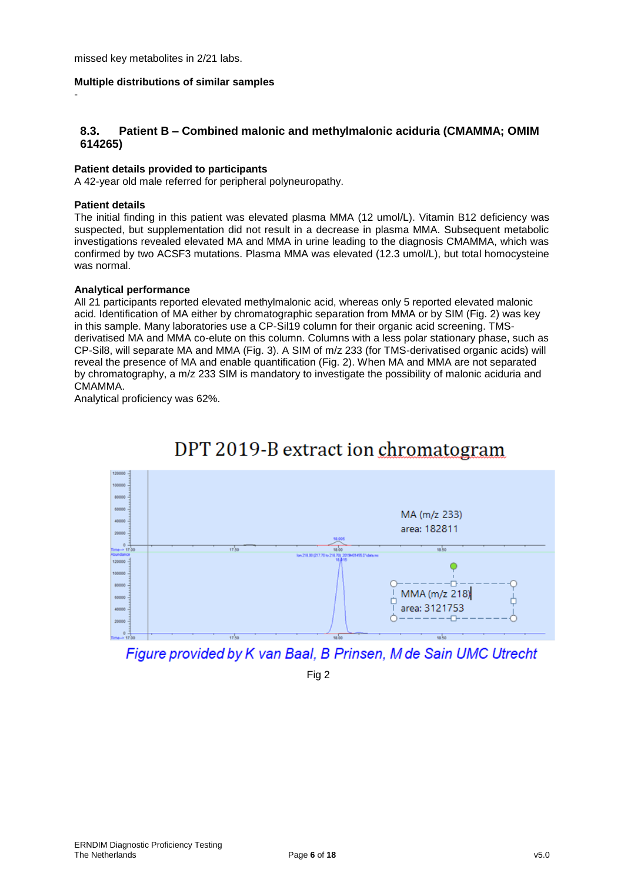missed key metabolites in 2/21 labs.

**Multiple distributions of similar samples**

-

## 8.3. Patient B – Combined malonic and methylmalonic aciduria (CMAMMA; OMIM 614265)

**Patient details provided to participants**

A 42-year old male referred for peripheral polyneuropathy.

**Patient details**

The initial finding in this patient was elevated plasma MMA (12 umol/L). Vitamin B12 deficiency was suspected, but supplementation did not result in a decrease in plasma MMA. Subsequent metabolic investigations revealed elevated MA and MMA in urine leading to the diagnosis CMAMMA, which was confirmed by two ACSF3 mutations. Plasma MMA was elevated (12.3 umol/L), but total homocysteine was normal.

**Analytical performance**

All 21 participants reported elevated methylmalonic acid, whereas only 5 reported elevated malonic acid. Identification of MA either by chromatographic separation from MMA or by SIM (Fig. 2) was key in this sample. Many laboratories use a CP-Sil19 column for their organic acid screening. TMS-derivatised MA and MMA co-elute on this column. Columns with a less polar stationary phase, such as CP-Sil8, will separate MA and MMA (Fig. 3). A SIM of m/z 233 (for TMS-derivatised organic acids) will reveal the presence of MA and enable quantification (Fig. 2). When MA and MMA are not separated by chromatography, a m/z 233 SIM is mandatory to investigate the possibility of malonic aciduria and CMAMMA.

Analytical proficiency was 62%.

DPT 2019-B extract ion chromatogram

MA (m/z 233)
area: 182811

MMA (m/z 218)
area: 3121753

*Figure provided by K van Baal, B Prinsen, M de Sain UMC Utrecht*

Fig 2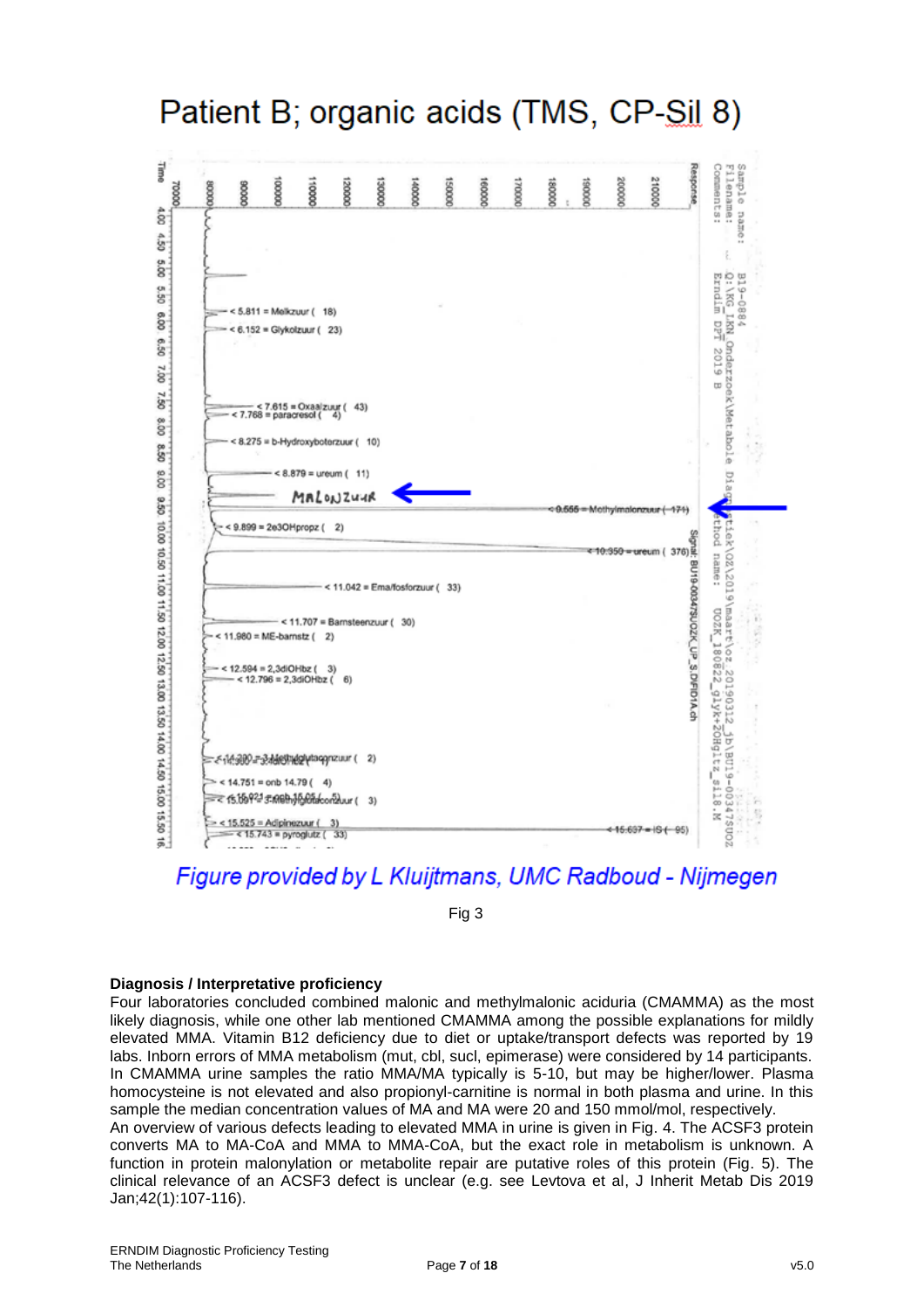# Patient B; organic acids (TMS, CP-Sil 8)

*Figure provided by L Kluijtmans, UMC Radboud - Nijmegen*

Fig 3

**Diagnosis / Interpretative proficiency**

Four laboratories concluded combined malonic and methylmalonic aciduria (CMAMMA) as the most likely diagnosis, while one other lab mentioned CMAMMA among the possible explanations for mildly elevated MMA. Vitamin B12 deficiency due to diet or uptake/transport defects was reported by 19 labs. Inborn errors of MMA metabolism (mut, cbl, sucl, epimerase) were considered by 14 participants. In CMAMMA urine samples the ratio MMA/MA typically is 5-10, but may be higher/lower. Plasma homocysteine is not elevated and also propionyl-carnitine is normal in both plasma and urine. In this sample the median concentration values of MA and MA were 20 and 150 mmol/mol, respectively.

An overview of various defects leading to elevated MMA in urine is given in Fig. 4. The ACSF3 protein converts MA to MA-CoA and MMA to MMA-CoA, but the exact role in metabolism is unknown. A function in protein malonylation or metabolite repair are putative roles of this protein (Fig. 5). The clinical relevance of an ACSF3 defect is unclear (e.g. see Levtova et al, J Inherit Metab Dis 2019 Jan;42(1):107-116).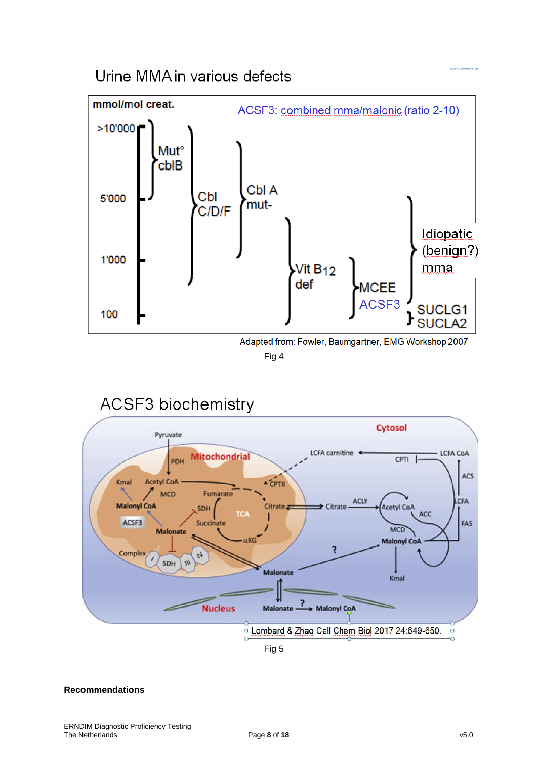## Urine MMA in various defects

mmol/mol creat.

ACSF3: combined mma/malonic (ratio 2-10)

>10'000

5'000

1'000

100

Mut° cblB

Cbl C/D/F

Cbl A mut-

Vit $B_{12}$ def

MCEE ACSF3

Idiopatic (benign?) mma

SUCLG1 SUCLA2

Adapted from: Fowler, Baumgartner, EMG Workshop 2007

Fig 4

## ACSF3 biochemistry

Cytosol

Pyruvate

PDH

Mitochondrial

Kmal

Acetyl CoA

MCD

Malonyl CoA

ACSF3

Malonate

Fumarate

SDH

Succinate

TCA

αKG

Citrate

CPTII

LCFA carnitine

CPTI

LCFA CoA

ACS

LCFA

FAS

Citrate

ACLY

Acetyl CoA

ACC

MCD

Malonyl CoA

Kmal

Complex I SDH III IV

Malonate

?

Nucleus

Malonate ? Malonyl CoA

Lombard & Zhao Cell Chem Biol 2017 24:649-650.

Fig 5

**Recommendations**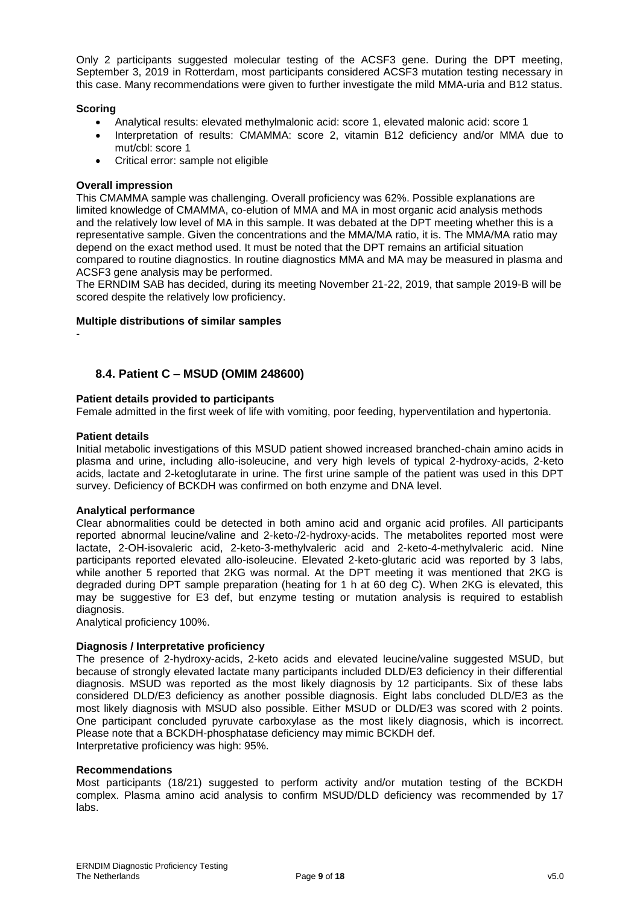Only 2 participants suggested molecular testing of the ACSF3 gene. During the DPT meeting, September 3, 2019 in Rotterdam, most participants considered ACSF3 mutation testing necessary in this case. Many recommendations were given to further investigate the mild MMA-uria and B12 status.

**Scoring**

- Analytical results: elevated methylmalonic acid: score 1, elevated malonic acid: score 1
- Interpretation of results: CMAMMA: score 2, vitamin B12 deficiency and/or MMA due to mut/cbl: score 1
- Critical error: sample not eligible

**Overall impression**

This CMAMMA sample was challenging. Overall proficiency was 62%. Possible explanations are limited knowledge of CMAMMA, co-elution of MMA and MA in most organic acid analysis methods and the relatively low level of MA in this sample. It was debated at the DPT meeting whether this is a representative sample. Given the concentrations and the MMA/MA ratio, it is. The MMA/MA ratio may depend on the exact method used. It must be noted that the DPT remains an artificial situation compared to routine diagnostics. In routine diagnostics MMA and MA may be measured in plasma and ACSF3 gene analysis may be performed.

The ERNDIM SAB has decided, during its meeting November 21-22, 2019, that sample 2019-B will be scored despite the relatively low proficiency.

**Multiple distributions of similar samples**

-

## 8.4. Patient C – MSUD (OMIM 248600)

**Patient details provided to participants**

Female admitted in the first week of life with vomiting, poor feeding, hyperventilation and hypertonia.

**Patient details**

Initial metabolic investigations of this MSUD patient showed increased branched-chain amino acids in plasma and urine, including allo-isoleucine, and very high levels of typical 2-hydroxy-acids, 2-keto acids, lactate and 2-ketoglutarate in urine. The first urine sample of the patient was used in this DPT survey. Deficiency of BCKDH was confirmed on both enzyme and DNA level.

**Analytical performance**

Clear abnormalities could be detected in both amino acid and organic acid profiles. All participants reported abnormal leucine/valine and 2-keto-/2-hydroxy-acids. The metabolites reported most were lactate, 2-OH-isovaleric acid, 2-keto-3-methylvaleric acid and 2-keto-4-methylvaleric acid. Nine participants reported elevated allo-isoleucine. Elevated 2-keto-glutaric acid was reported by 3 labs, while another 5 reported that 2KG was normal. At the DPT meeting it was mentioned that 2KG is degraded during DPT sample preparation (heating for 1 h at 60 deg C). When 2KG is elevated, this may be suggestive for E3 def, but enzyme testing or mutation analysis is required to establish diagnosis.

Analytical proficiency 100%.

**Diagnosis / Interpretative proficiency**

The presence of 2-hydroxy-acids, 2-keto acids and elevated leucine/valine suggested MSUD, but because of strongly elevated lactate many participants included DLD/E3 deficiency in their differential diagnosis. MSUD was reported as the most likely diagnosis by 12 participants. Six of these labs considered DLD/E3 deficiency as another possible diagnosis. Eight labs concluded DLD/E3 as the most likely diagnosis with MSUD also possible. Either MSUD or DLD/E3 was scored with 2 points. One participant concluded pyruvate carboxylase as the most likely diagnosis, which is incorrect. Please note that a BCKDH-phosphatase deficiency may mimic BCKDH def.

Interpretative proficiency was high: 95%.

**Recommendations**

Most participants (18/21) suggested to perform activity and/or mutation testing of the BCKDH complex. Plasma amino acid analysis to confirm MSUD/DLD deficiency was recommended by 17 labs.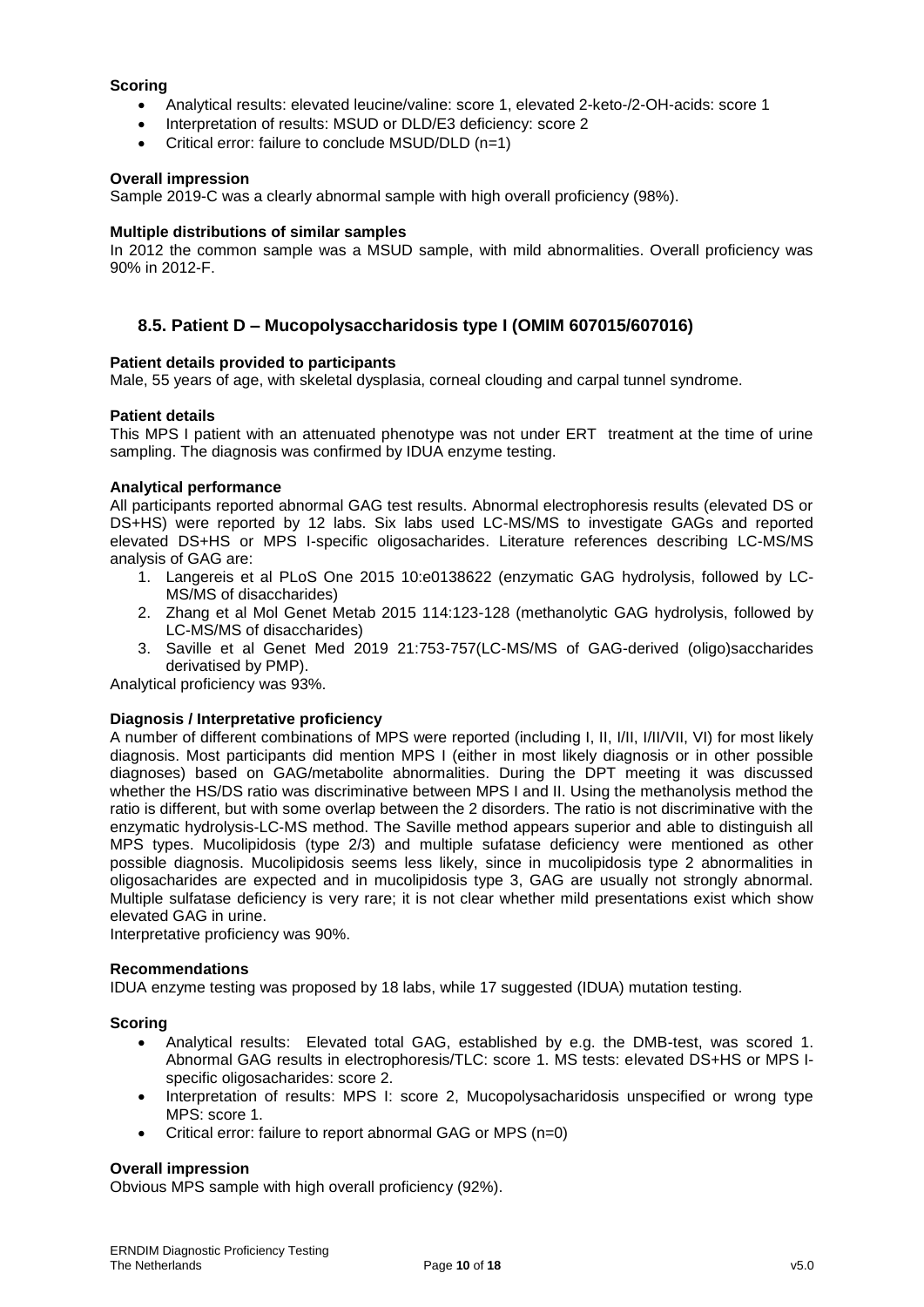**Scoring**

- Analytical results: elevated leucine/valine: score 1, elevated 2-keto-/2-OH-acids: score 1
- Interpretation of results: MSUD or DLD/E3 deficiency: score 2
- Critical error: failure to conclude MSUD/DLD (n=1)

**Overall impression**

Sample 2019-C was a clearly abnormal sample with high overall proficiency (98%).

**Multiple distributions of similar samples**

In 2012 the common sample was a MSUD sample, with mild abnormalities. Overall proficiency was 90% in 2012-F.

## 8.5. Patient D – Mucopolysaccharidosis type I (OMIM 607015/607016)

**Patient details provided to participants**

Male, 55 years of age, with skeletal dysplasia, corneal clouding and carpal tunnel syndrome.

**Patient details**

This MPS I patient with an attenuated phenotype was not under ERT treatment at the time of urine sampling. The diagnosis was confirmed by IDUA enzyme testing.

**Analytical performance**

All participants reported abnormal GAG test results. Abnormal electrophoresis results (elevated DS or DS+HS) were reported by 12 labs. Six labs used LC-MS/MS to investigate GAGs and reported elevated DS+HS or MPS I-specific oligosacharides. Literature references describing LC-MS/MS analysis of GAG are:

1. Langereis et al PLoS One 2015 10:e0138622 (enzymatic GAG hydrolysis, followed by LC-MS/MS of disaccharides)
2. Zhang et al Mol Genet Metab 2015 114:123-128 (methanolytic GAG hydrolysis, followed by LC-MS/MS of disaccharides)
3. Saville et al Genet Med 2019 21:753-757(LC-MS/MS of GAG-derived (oligo)saccharides derivatised by PMP).

Analytical proficiency was 93%.

**Diagnosis / Interpretative proficiency**

A number of different combinations of MPS were reported (including I, II, I/II, I/II/VII, VI) for most likely diagnosis. Most participants did mention MPS I (either in most likely diagnosis or in other possible diagnoses) based on GAG/metabolite abnormalities. During the DPT meeting it was discussed whether the HS/DS ratio was discriminative between MPS I and II. Using the methanolysis method the ratio is different, but with some overlap between the 2 disorders. The ratio is not discriminative with the enzymatic hydrolysis-LC-MS method. The Saville method appears superior and able to distinguish all MPS types. Mucolipidosis (type 2/3) and multiple sufatase deficiency were mentioned as other possible diagnosis. Mucolipidosis seems less likely, since in mucolipidosis type 2 abnormalities in oligosacharides are expected and in mucolipidosis type 3, GAG are usually not strongly abnormal. Multiple sulfatase deficiency is very rare; it is not clear whether mild presentations exist which show elevated GAG in urine.

Interpretative proficiency was 90%.

**Recommendations**

IDUA enzyme testing was proposed by 18 labs, while 17 suggested (IDUA) mutation testing.

**Scoring**

- Analytical results: Elevated total GAG, established by e.g. the DMB-test, was scored 1. Abnormal GAG results in electrophoresis/TLC: score 1. MS tests: elevated DS+HS or MPS I-specific oligosacharides: score 2.
- Interpretation of results: MPS I: score 2, Mucopolysacharidosis unspecified or wrong type MPS: score 1.
- Critical error: failure to report abnormal GAG or MPS (n=0)

**Overall impression**

Obvious MPS sample with high overall proficiency (92%).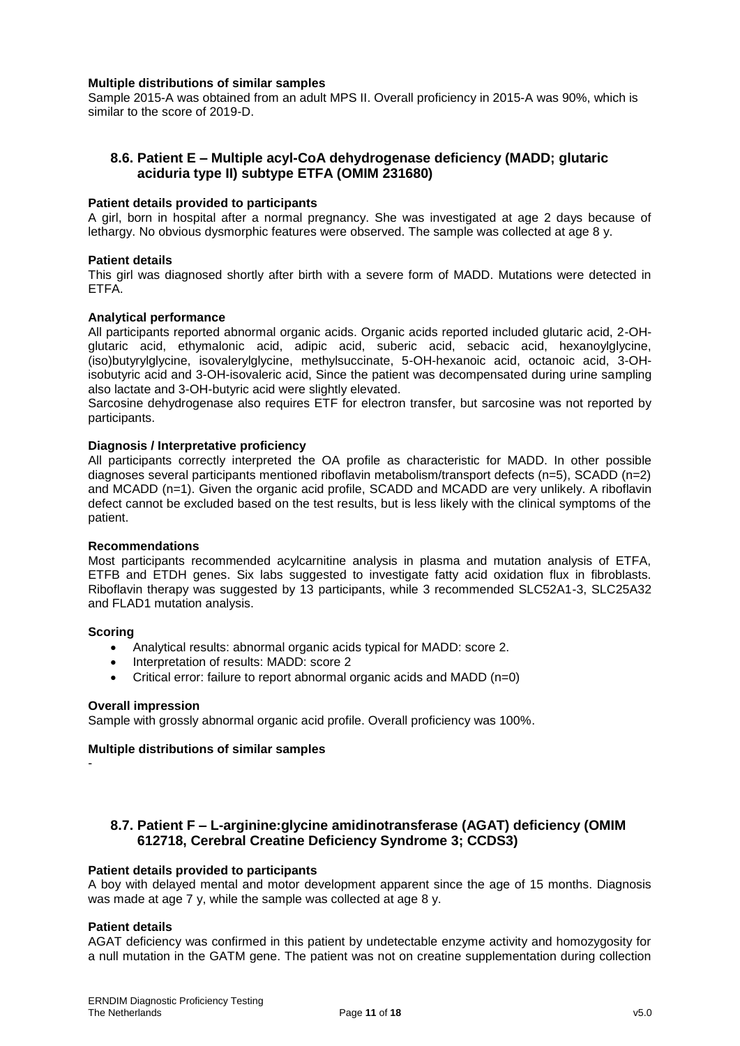**Multiple distributions of similar samples**

Sample 2015-A was obtained from an adult MPS II. Overall proficiency in 2015-A was 90%, which is similar to the score of 2019-D.

## 8.6. Patient E – Multiple acyl-CoA dehydrogenase deficiency (MADD; glutaric aciduria type II) subtype ETFA (OMIM 231680)

**Patient details provided to participants**

A girl, born in hospital after a normal pregnancy. She was investigated at age 2 days because of lethargy. No obvious dysmorphic features were observed. The sample was collected at age 8 y.

**Patient details**

This girl was diagnosed shortly after birth with a severe form of MADD. Mutations were detected in ETFA.

**Analytical performance**

All participants reported abnormal organic acids. Organic acids reported included glutaric acid, 2-OH-glutaric acid, ethymalonic acid, adipic acid, suberic acid, sebacic acid, hexanoylglycine, (iso)butyrylglycine, isovalerylglycine, methylsuccinate, 5-OH-hexanoic acid, octanoic acid, 3-OH-isobutyric acid and 3-OH-isovaleric acid, Since the patient was decompensated during urine sampling also lactate and 3-OH-butyric acid were slightly elevated.

Sarcosine dehydrogenase also requires ETF for electron transfer, but sarcosine was not reported by participants.

**Diagnosis / Interpretative proficiency**

All participants correctly interpreted the OA profile as characteristic for MADD. In other possible diagnoses several participants mentioned riboflavin metabolism/transport defects (n=5), SCADD (n=2) and MCADD (n=1). Given the organic acid profile, SCADD and MCADD are very unlikely. A riboflavin defect cannot be excluded based on the test results, but is less likely with the clinical symptoms of the patient.

**Recommendations**

Most participants recommended acylcarnitine analysis in plasma and mutation analysis of ETFA, ETFB and ETDH genes. Six labs suggested to investigate fatty acid oxidation flux in fibroblasts. Riboflavin therapy was suggested by 13 participants, while 3 recommended SLC52A1-3, SLC25A32 and FLAD1 mutation analysis.

**Scoring**

- Analytical results: abnormal organic acids typical for MADD: score 2.
- Interpretation of results: MADD: score 2
- Critical error: failure to report abnormal organic acids and MADD (n=0)

**Overall impression**

Sample with grossly abnormal organic acid profile. Overall proficiency was 100%.

**Multiple distributions of similar samples**

-

## 8.7. Patient F – L-arginine:glycine amidinotransferase (AGAT) deficiency (OMIM 612718, Cerebral Creatine Deficiency Syndrome 3; CCDS3)

**Patient details provided to participants**

A boy with delayed mental and motor development apparent since the age of 15 months. Diagnosis was made at age 7 y, while the sample was collected at age 8 y.

**Patient details**

AGAT deficiency was confirmed in this patient by undetectable enzyme activity and homozygosity for a null mutation in the GATM gene. The patient was not on creatine supplementation during collection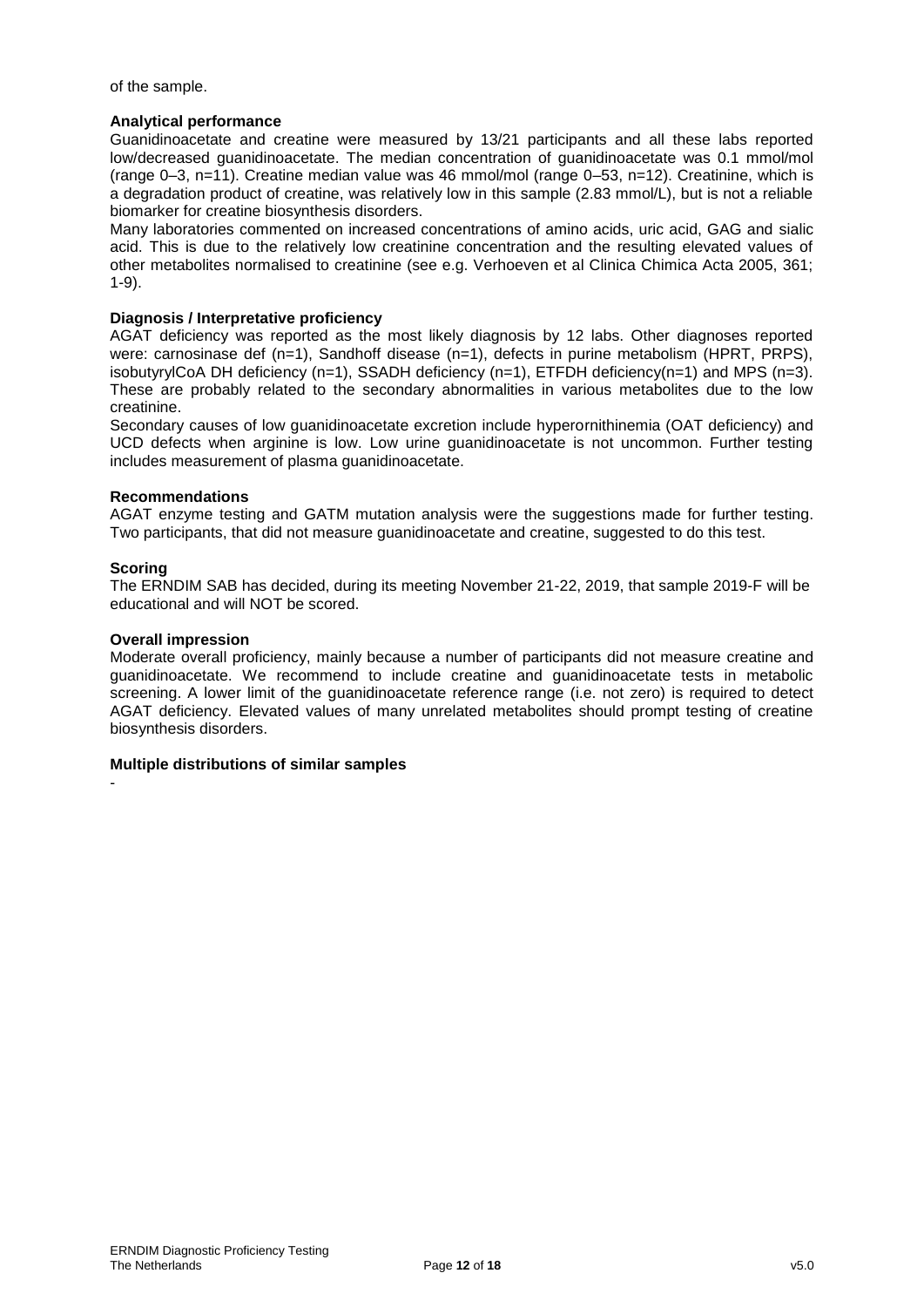of the sample.

**Analytical performance**

Guanidinoacetate and creatine were measured by 13/21 participants and all these labs reported low/decreased guanidinoacetate. The median concentration of guanidinoacetate was 0.1 mmol/mol (range 0–3, n=11). Creatine median value was 46 mmol/mol (range 0–53, n=12). Creatinine, which is a degradation product of creatine, was relatively low in this sample (2.83 mmol/L), but is not a reliable biomarker for creatine biosynthesis disorders.

Many laboratories commented on increased concentrations of amino acids, uric acid, GAG and sialic acid. This is due to the relatively low creatinine concentration and the resulting elevated values of other metabolites normalised to creatinine (see e.g. Verhoeven et al Clinica Chimica Acta 2005, 361; 1-9).

**Diagnosis / Interpretative proficiency**

AGAT deficiency was reported as the most likely diagnosis by 12 labs. Other diagnoses reported were: carnosinase def (n=1), Sandhoff disease (n=1), defects in purine metabolism (HPRT, PRPS), isobutyrylCoA DH deficiency (n=1), SSADH deficiency (n=1), ETFDH deficiency(n=1) and MPS (n=3). These are probably related to the secondary abnormalities in various metabolites due to the low creatinine.

Secondary causes of low guanidinoacetate excretion include hyperornithinemia (OAT deficiency) and UCD defects when arginine is low. Low urine guanidinoacetate is not uncommon. Further testing includes measurement of plasma guanidinoacetate.

**Recommendations**

AGAT enzyme testing and GATM mutation analysis were the suggestions made for further testing. Two participants, that did not measure guanidinoacetate and creatine, suggested to do this test.

**Scoring**

The ERNDIM SAB has decided, during its meeting November 21-22, 2019, that sample 2019-F will be educational and will NOT be scored.

**Overall impression**

Moderate overall proficiency, mainly because a number of participants did not measure creatine and guanidinoacetate. We recommend to include creatine and guanidinoacetate tests in metabolic screening. A lower limit of the guanidinoacetate reference range (i.e. not zero) is required to detect AGAT deficiency. Elevated values of many unrelated metabolites should prompt testing of creatine biosynthesis disorders.

**Multiple distributions of similar samples**

-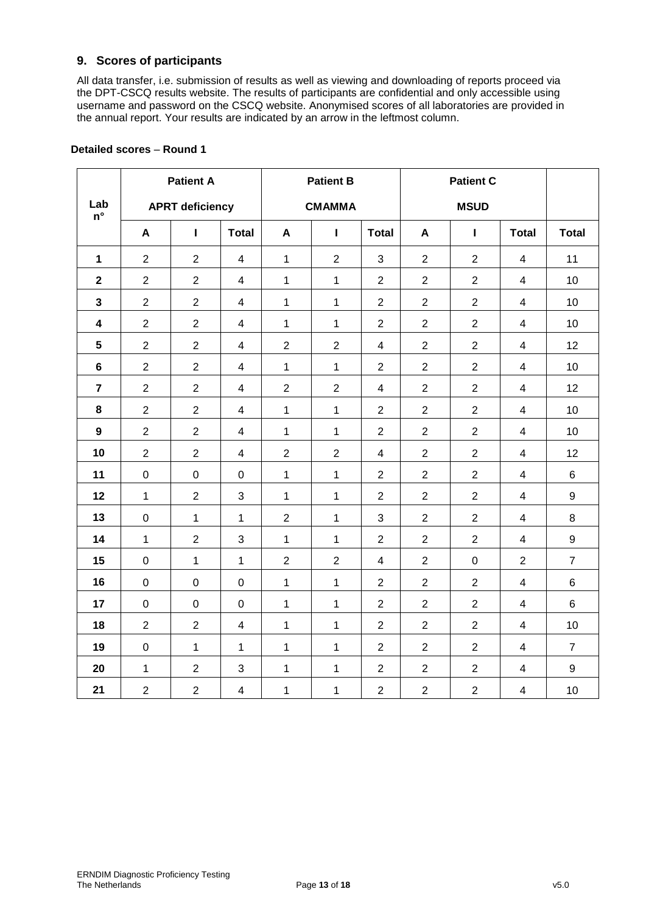## 9. Scores of participants

All data transfer, i.e. submission of results as well as viewing and downloading of reports proceed via the DPT-CSCQ results website. The results of participants are confidential and only accessible using username and password on the CSCQ website. Anonymised scores of all laboratories are provided in the annual report. Your results are indicated by an arrow in the leftmost column.

**Detailed scores – Round 1**

| Lab n° | Patient A APRT deficiency | | | Patient B CMAMMA | | | Patient C MSUD | | | |
|---|---|---|---|---|---|---|---|---|---|---|
| | A | I | Total | A | I | Total | A | I | Total | Total |
| **1** | 2 | 2 | 4 | 1 | 2 | 3 | 2 | 2 | 4 | 11 |
| **2** | 2 | 2 | 4 | 1 | 1 | 2 | 2 | 2 | 4 | 10 |
| **3** | 2 | 2 | 4 | 1 | 1 | 2 | 2 | 2 | 4 | 10 |
| **4** | 2 | 2 | 4 | 1 | 1 | 2 | 2 | 2 | 4 | 10 |
| **5** | 2 | 2 | 4 | 2 | 2 | 4 | 2 | 2 | 4 | 12 |
| **6** | 2 | 2 | 4 | 1 | 1 | 2 | 2 | 2 | 4 | 10 |
| **7** | 2 | 2 | 4 | 2 | 2 | 4 | 2 | 2 | 4 | 12 |
| **8** | 2 | 2 | 4 | 1 | 1 | 2 | 2 | 2 | 4 | 10 |
| **9** | 2 | 2 | 4 | 1 | 1 | 2 | 2 | 2 | 4 | 10 |
| **10** | 2 | 2 | 4 | 2 | 2 | 4 | 2 | 2 | 4 | 12 |
| **11** | 0 | 0 | 0 | 1 | 1 | 2 | 2 | 2 | 4 | 6 |
| **12** | 1 | 2 | 3 | 1 | 1 | 2 | 2 | 2 | 4 | 9 |
| **13** | 0 | 1 | 1 | 2 | 1 | 3 | 2 | 2 | 4 | 8 |
| **14** | 1 | 2 | 3 | 1 | 1 | 2 | 2 | 2 | 4 | 9 |
| **15** | 0 | 1 | 1 | 2 | 2 | 4 | 2 | 0 | 2 | 7 |
| **16** | 0 | 0 | 0 | 1 | 1 | 2 | 2 | 2 | 4 | 6 |
| **17** | 0 | 0 | 0 | 1 | 1 | 2 | 2 | 2 | 4 | 6 |
| **18** | 2 | 2 | 4 | 1 | 1 | 2 | 2 | 2 | 4 | 10 |
| **19** | 0 | 1 | 1 | 1 | 1 | 2 | 2 | 2 | 4 | 7 |
| **20** | 1 | 2 | 3 | 1 | 1 | 2 | 2 | 2 | 4 | 9 |
| **21** | 2 | 2 | 4 | 1 | 1 | 2 | 2 | 2 | 4 | 10 |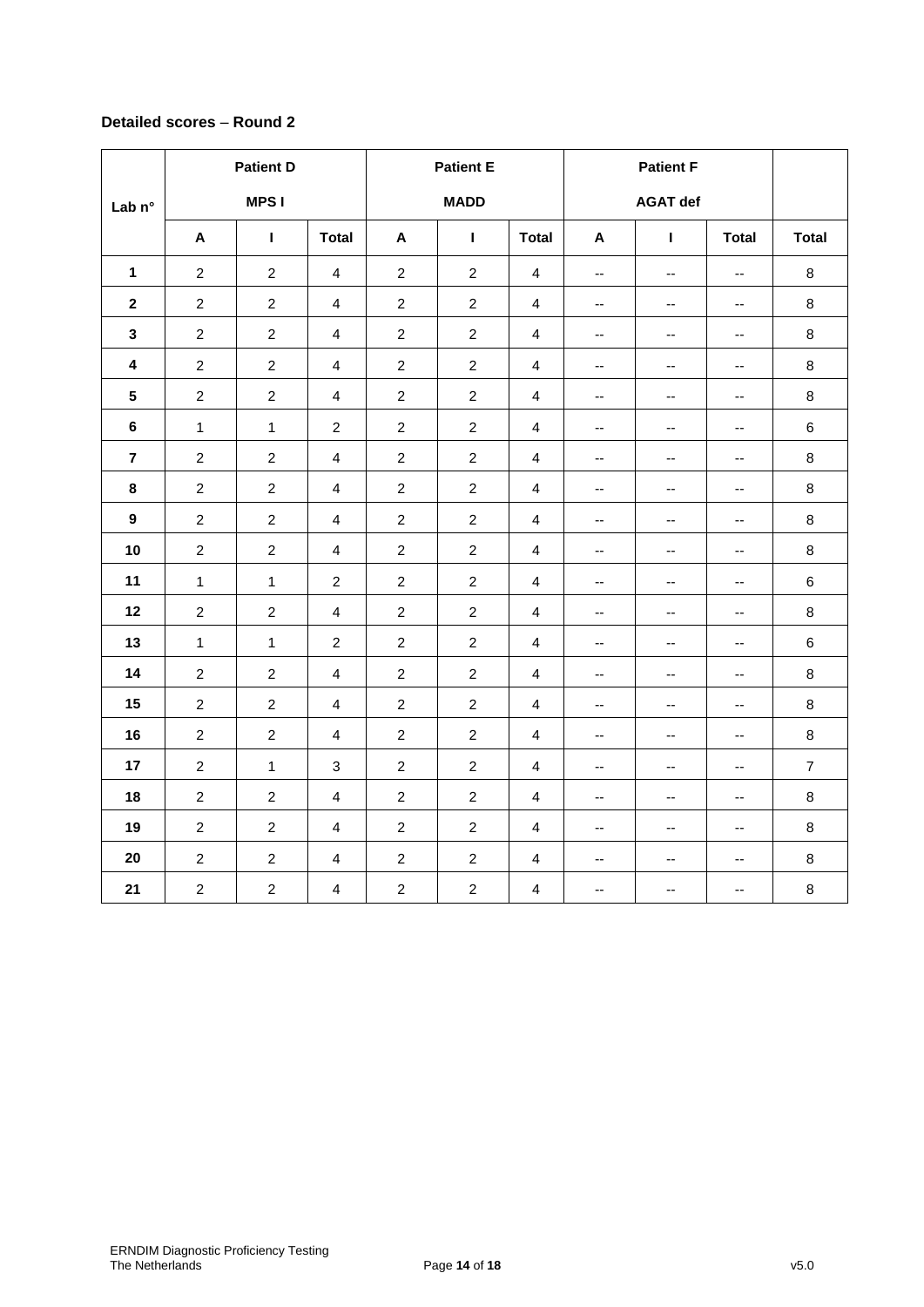**Detailed scores – Round 2**

| Lab n° | Patient D MPS I | | | Patient E MADD | | | Patient F AGAT def | | | |
|---|---|---|---|---|---|---|---|---|---|---|
| | A | I | Total | A | I | Total | A | I | Total | Total |
| **1** | 2 | 2 | 4 | 2 | 2 | 4 | -- | -- | -- | 8 |
| **2** | 2 | 2 | 4 | 2 | 2 | 4 | -- | -- | -- | 8 |
| **3** | 2 | 2 | 4 | 2 | 2 | 4 | -- | -- | -- | 8 |
| **4** | 2 | 2 | 4 | 2 | 2 | 4 | -- | -- | -- | 8 |
| **5** | 2 | 2 | 4 | 2 | 2 | 4 | -- | -- | -- | 8 |
| **6** | 1 | 1 | 2 | 2 | 2 | 4 | -- | -- | -- | 6 |
| **7** | 2 | 2 | 4 | 2 | 2 | 4 | -- | -- | -- | 8 |
| **8** | 2 | 2 | 4 | 2 | 2 | 4 | -- | -- | -- | 8 |
| **9** | 2 | 2 | 4 | 2 | 2 | 4 | -- | -- | -- | 8 |
| **10** | 2 | 2 | 4 | 2 | 2 | 4 | -- | -- | -- | 8 |
| **11** | 1 | 1 | 2 | 2 | 2 | 4 | -- | -- | -- | 6 |
| **12** | 2 | 2 | 4 | 2 | 2 | 4 | -- | -- | -- | 8 |
| **13** | 1 | 1 | 2 | 2 | 2 | 4 | -- | -- | -- | 6 |
| **14** | 2 | 2 | 4 | 2 | 2 | 4 | -- | -- | -- | 8 |
| **15** | 2 | 2 | 4 | 2 | 2 | 4 | -- | -- | -- | 8 |
| **16** | 2 | 2 | 4 | 2 | 2 | 4 | -- | -- | -- | 8 |
| **17** | 2 | 1 | 3 | 2 | 2 | 4 | -- | -- | -- | 7 |
| **18** | 2 | 2 | 4 | 2 | 2 | 4 | -- | -- | -- | 8 |
| **19** | 2 | 2 | 4 | 2 | 2 | 4 | -- | -- | -- | 8 |
| **20** | 2 | 2 | 4 | 2 | 2 | 4 | -- | -- | -- | 8 |
| **21** | 2 | 2 | 4 | 2 | 2 | 4 | -- | -- | -- | 8 |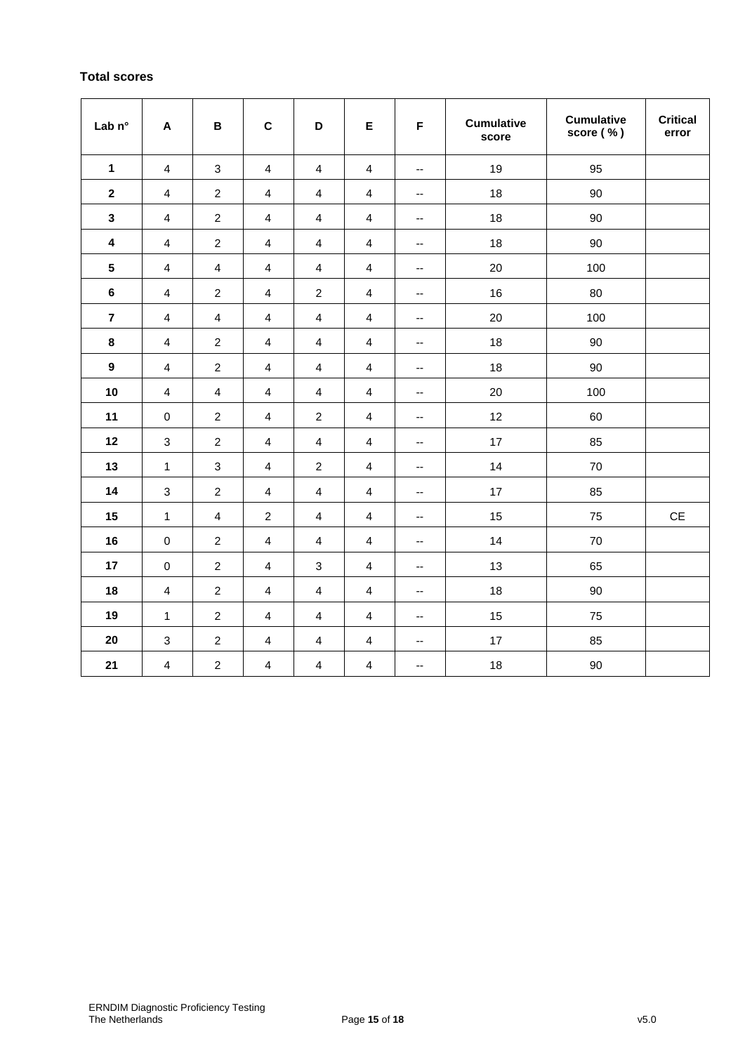**Total scores**

| Lab n° | A | B | C | D | E | F | Cumulative score | Cumulative score ( % ) | Critical error |
|---|---|---|---|---|---|---|---|---|---|
| **1** | 4 | 3 | 4 | 4 | 4 | -- | 19 | 95 | |
| **2** | 4 | 2 | 4 | 4 | 4 | -- | 18 | 90 | |
| **3** | 4 | 2 | 4 | 4 | 4 | -- | 18 | 90 | |
| **4** | 4 | 2 | 4 | 4 | 4 | -- | 18 | 90 | |
| **5** | 4 | 4 | 4 | 4 | 4 | -- | 20 | 100 | |
| **6** | 4 | 2 | 4 | 2 | 4 | -- | 16 | 80 | |
| **7** | 4 | 4 | 4 | 4 | 4 | -- | 20 | 100 | |
| **8** | 4 | 2 | 4 | 4 | 4 | -- | 18 | 90 | |
| **9** | 4 | 2 | 4 | 4 | 4 | -- | 18 | 90 | |
| **10** | 4 | 4 | 4 | 4 | 4 | -- | 20 | 100 | |
| **11** | 0 | 2 | 4 | 2 | 4 | -- | 12 | 60 | |
| **12** | 3 | 2 | 4 | 4 | 4 | -- | 17 | 85 | |
| **13** | 1 | 3 | 4 | 2 | 4 | -- | 14 | 70 | |
| **14** | 3 | 2 | 4 | 4 | 4 | -- | 17 | 85 | |
| **15** | 1 | 4 | 2 | 4 | 4 | -- | 15 | 75 | CE |
| **16** | 0 | 2 | 4 | 4 | 4 | -- | 14 | 70 | |
| **17** | 0 | 2 | 4 | 3 | 4 | -- | 13 | 65 | |
| **18** | 4 | 2 | 4 | 4 | 4 | -- | 18 | 90 | |
| **19** | 1 | 2 | 4 | 4 | 4 | -- | 15 | 75 | |
| **20** | 3 | 2 | 4 | 4 | 4 | -- | 17 | 85 | |
| **21** | 4 | 2 | 4 | 4 | 4 | -- | 18 | 90 | |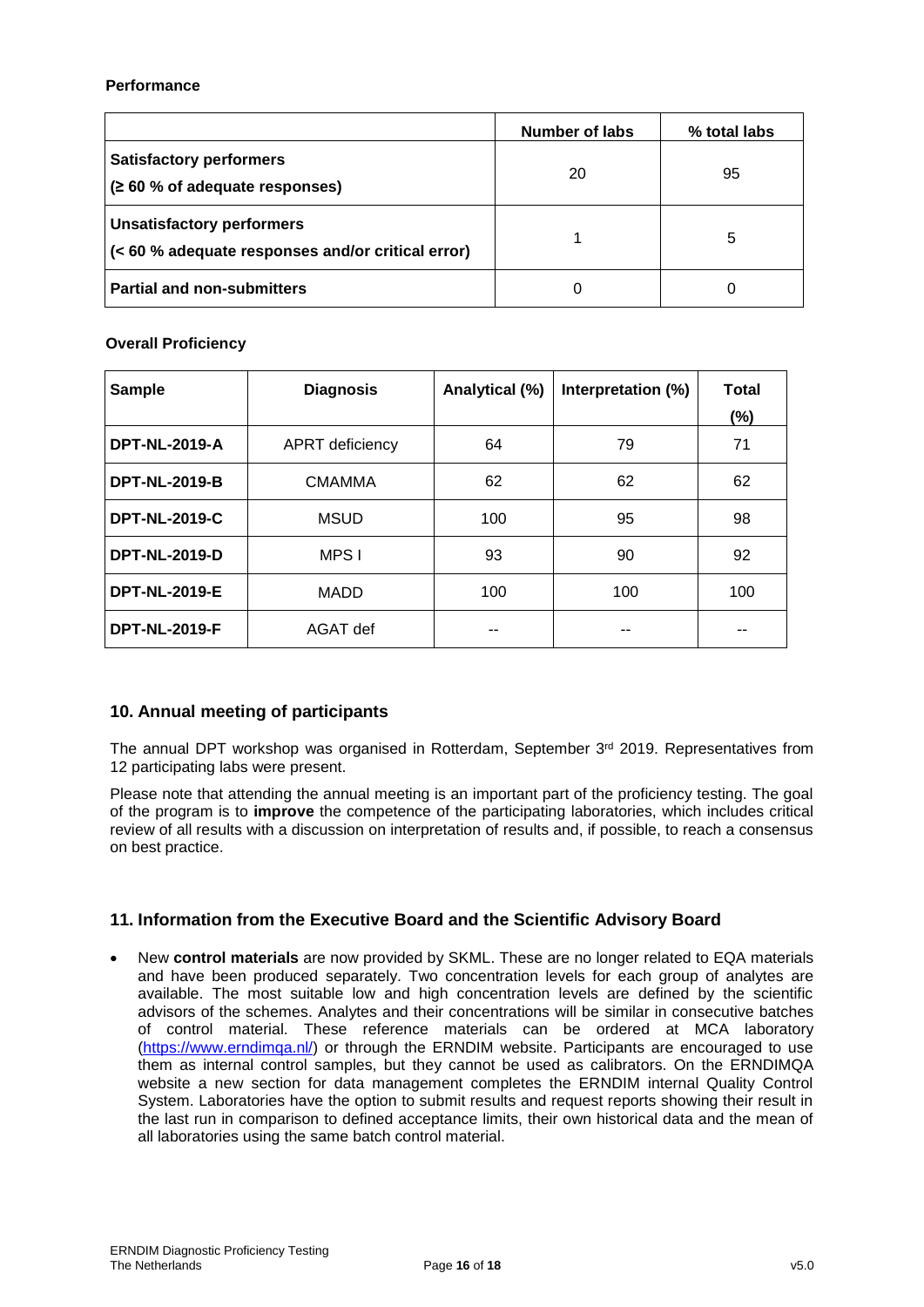**Performance**

| | Number of labs | % total labs |
|---|---|---|
| **Satisfactory performers** **(≥ 60 % of adequate responses)** | 20 | 95 |
| **Unsatisfactory performers** **(< 60 % adequate responses and/or critical error)** | 1 | 5 |
| **Partial and non-submitters** | 0 | 0 |

**Overall Proficiency**

| Sample | Diagnosis | Analytical (%) | Interpretation (%) | Total (%) |
|---|---|---|---|---|
| **DPT-NL-2019-A** | APRT deficiency | 64 | 79 | 71 |
| **DPT-NL-2019-B** | CMAMMA | 62 | 62 | 62 |
| **DPT-NL-2019-C** | MSUD | 100 | 95 | 98 |
| **DPT-NL-2019-D** | MPS I | 93 | 90 | 92 |
| **DPT-NL-2019-E** | MADD | 100 | 100 | 100 |
| **DPT-NL-2019-F** | AGAT def | -- | -- | -- |

## 10. Annual meeting of participants

The annual DPT workshop was organised in Rotterdam, September 3rd 2019. Representatives from 12 participating labs were present.

Please note that attending the annual meeting is an important part of the proficiency testing. The goal of the program is to **improve** the competence of the participating laboratories, which includes critical review of all results with a discussion on interpretation of results and, if possible, to reach a consensus on best practice.

## 11. Information from the Executive Board and the Scientific Advisory Board

- New **control materials** are now provided by SKML. These are no longer related to EQA materials and have been produced separately. Two concentration levels for each group of analytes are available. The most suitable low and high concentration levels are defined by the scientific advisors of the schemes. Analytes and their concentrations will be similar in consecutive batches of control material. These reference materials can be ordered at MCA laboratory (https://www.erndimqa.nl/) or through the ERNDIM website. Participants are encouraged to use them as internal control samples, but they cannot be used as calibrators. On the ERNDIMQA website a new section for data management completes the ERNDIM internal Quality Control System. Laboratories have the option to submit results and request reports showing their result in the last run in comparison to defined acceptance limits, their own historical data and the mean of all laboratories using the same batch control material.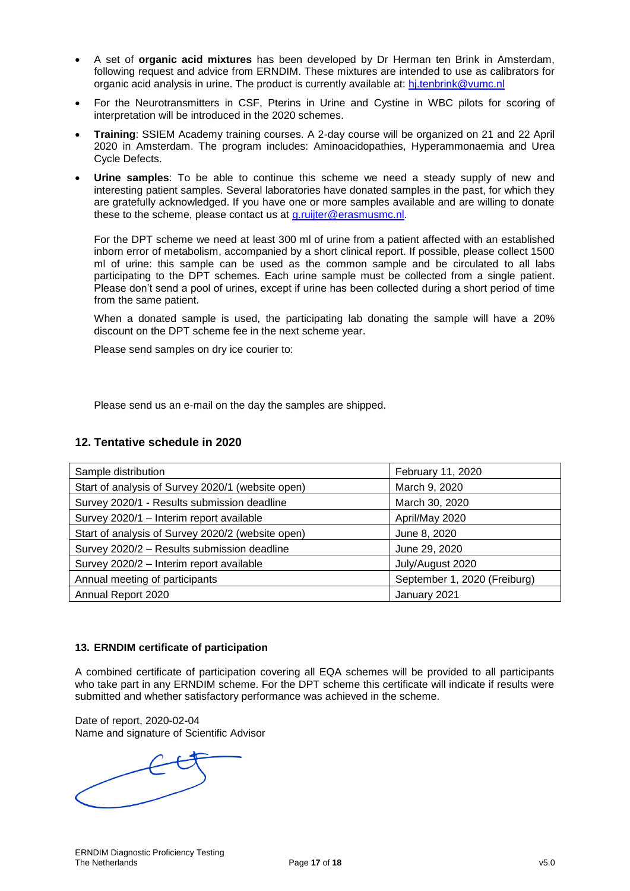- A set of **organic acid mixtures** has been developed by Dr Herman ten Brink in Amsterdam, following request and advice from ERNDIM. These mixtures are intended to use as calibrators for organic acid analysis in urine. The product is currently available at: hj.tenbrink@vumc.nl
- For the Neurotransmitters in CSF, Pterins in Urine and Cystine in WBC pilots for scoring of interpretation will be introduced in the 2020 schemes.
- **Training**: SSIEM Academy training courses. A 2-day course will be organized on 21 and 22 April 2020 in Amsterdam. The program includes: Aminoacidopathies, Hyperammonaemia and Urea Cycle Defects.
- **Urine samples**: To be able to continue this scheme we need a steady supply of new and interesting patient samples. Several laboratories have donated samples in the past, for which they are gratefully acknowledged. If you have one or more samples available and are willing to donate these to the scheme, please contact us at g.ruijter@erasmusmc.nl.

  For the DPT scheme we need at least 300 ml of urine from a patient affected with an established inborn error of metabolism, accompanied by a short clinical report. If possible, please collect 1500 ml of urine: this sample can be used as the common sample and be circulated to all labs participating to the DPT schemes. Each urine sample must be collected from a single patient. Please don't send a pool of urines, except if urine has been collected during a short period of time from the same patient.

  When a donated sample is used, the participating lab donating the sample will have a 20% discount on the DPT scheme fee in the next scheme year.

  Please send samples on dry ice courier to:

  Please send us an e-mail on the day the samples are shipped.

## 12. Tentative schedule in 2020

| Sample distribution | February 11, 2020 |
|---|---|
| Start of analysis of Survey 2020/1 (website open) | March 9, 2020 |
| Survey 2020/1 - Results submission deadline | March 30, 2020 |
| Survey 2020/1 – Interim report available | April/May 2020 |
| Start of analysis of Survey 2020/2 (website open) | June 8, 2020 |
| Survey 2020/2 – Results submission deadline | June 29, 2020 |
| Survey 2020/2 – Interim report available | July/August 2020 |
| Annual meeting of participants | September 1, 2020 (Freiburg) |
| Annual Report 2020 | January 2021 |

### 13. ERNDIM certificate of participation

A combined certificate of participation covering all EQA schemes will be provided to all participants who take part in any ERNDIM scheme. For the DPT scheme this certificate will indicate if results were submitted and whether satisfactory performance was achieved in the scheme.

Date of report, 2020-02-04
Name and signature of Scientific Advisor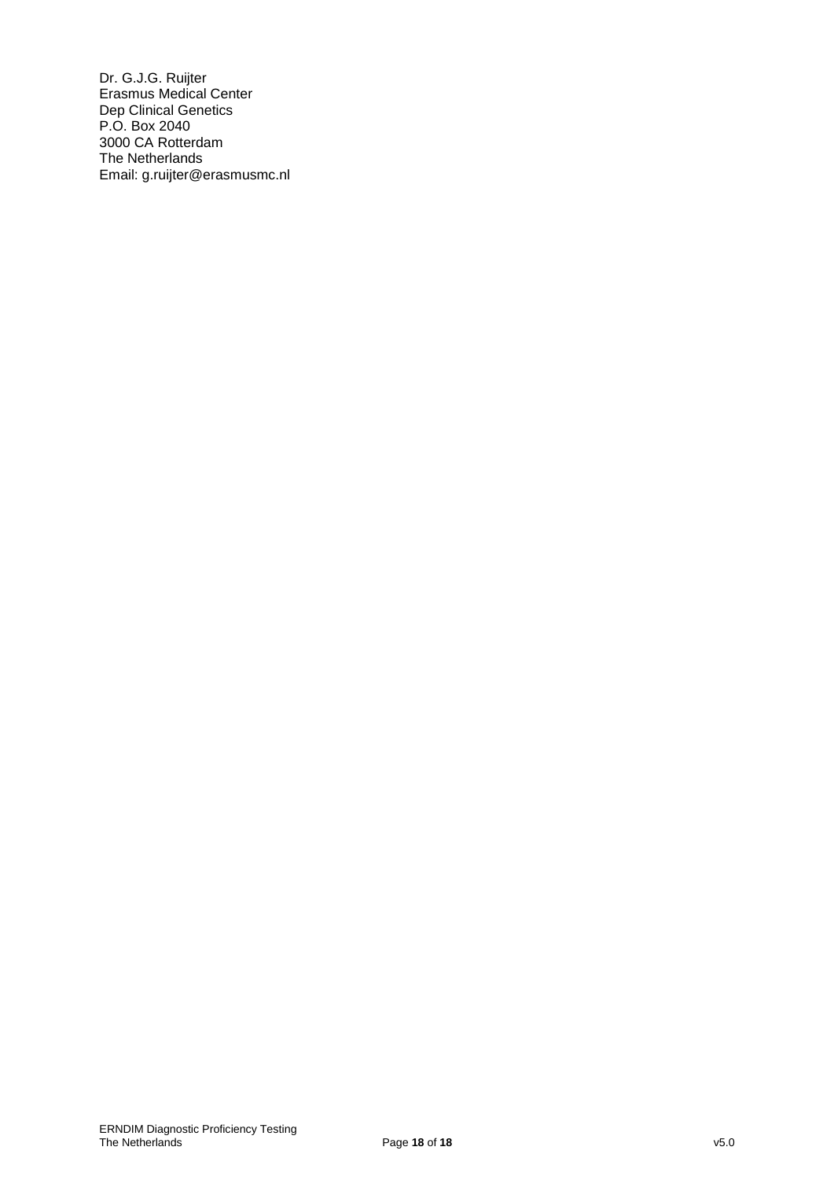Dr. G.J.G. Ruijter
Erasmus Medical Center
Dep Clinical Genetics
P.O. Box 2040
3000 CA Rotterdam
The Netherlands
Email: g.ruijter@erasmusmc.nl